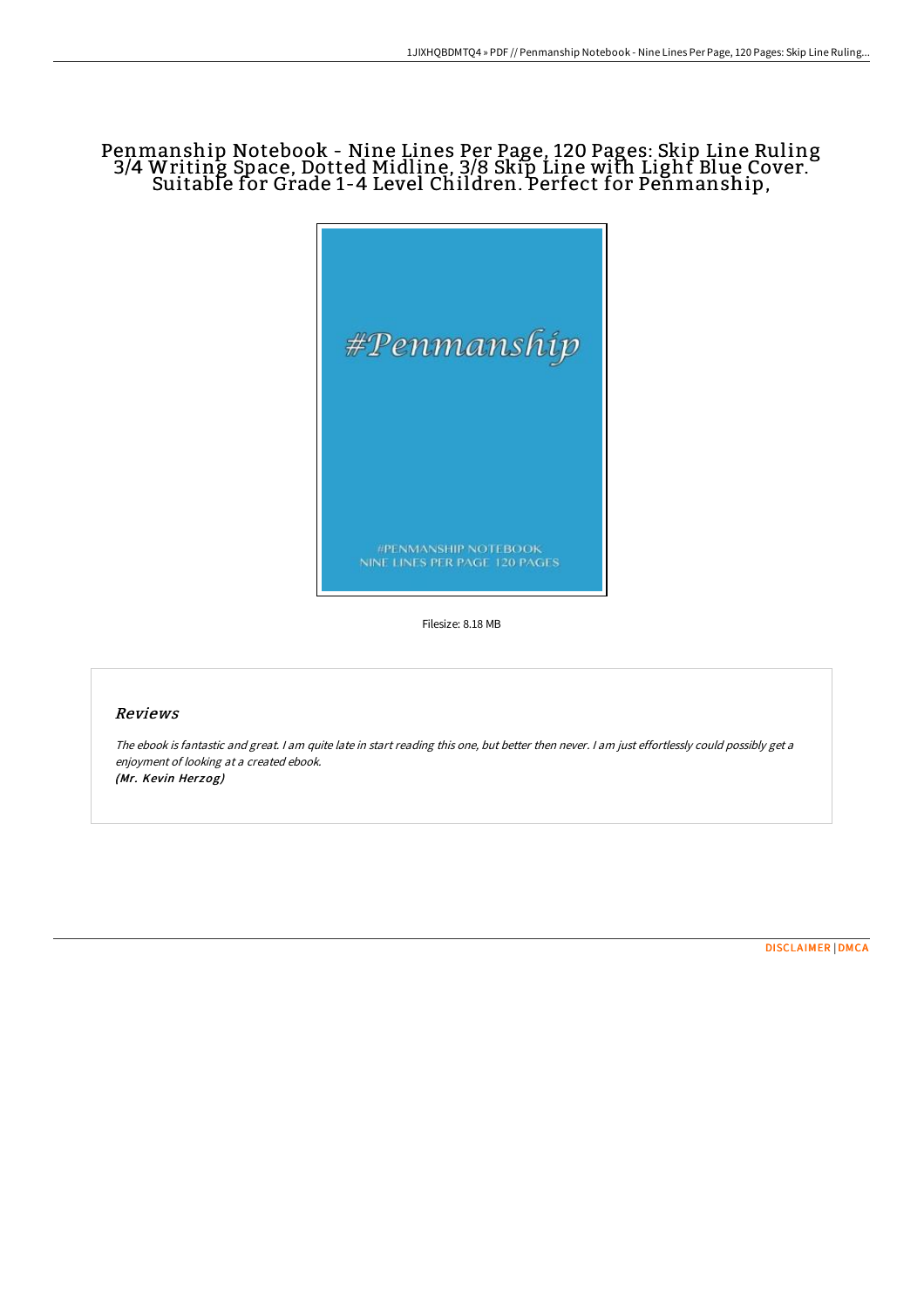# Penmanship Notebook - Nine Lines Per Page, 120 Pages: Skip Line Ruling 3/4 Writing Space, Dotted Midline, 3/8 Skip Line with Light Blue Cover. Suitable for Grade 1-4 Level Children. Perfect for Penmanship,

Filesize: 8.18 MB

## Reviews

*The ebook is fantastic and great. I am quite late in start reading this one, but better then never. I am just effortlessly could possibly get a enjoyment of looking at a created ebook.*
***(Mr. Kevin Herzog)***

DISCLAIMER | DMCA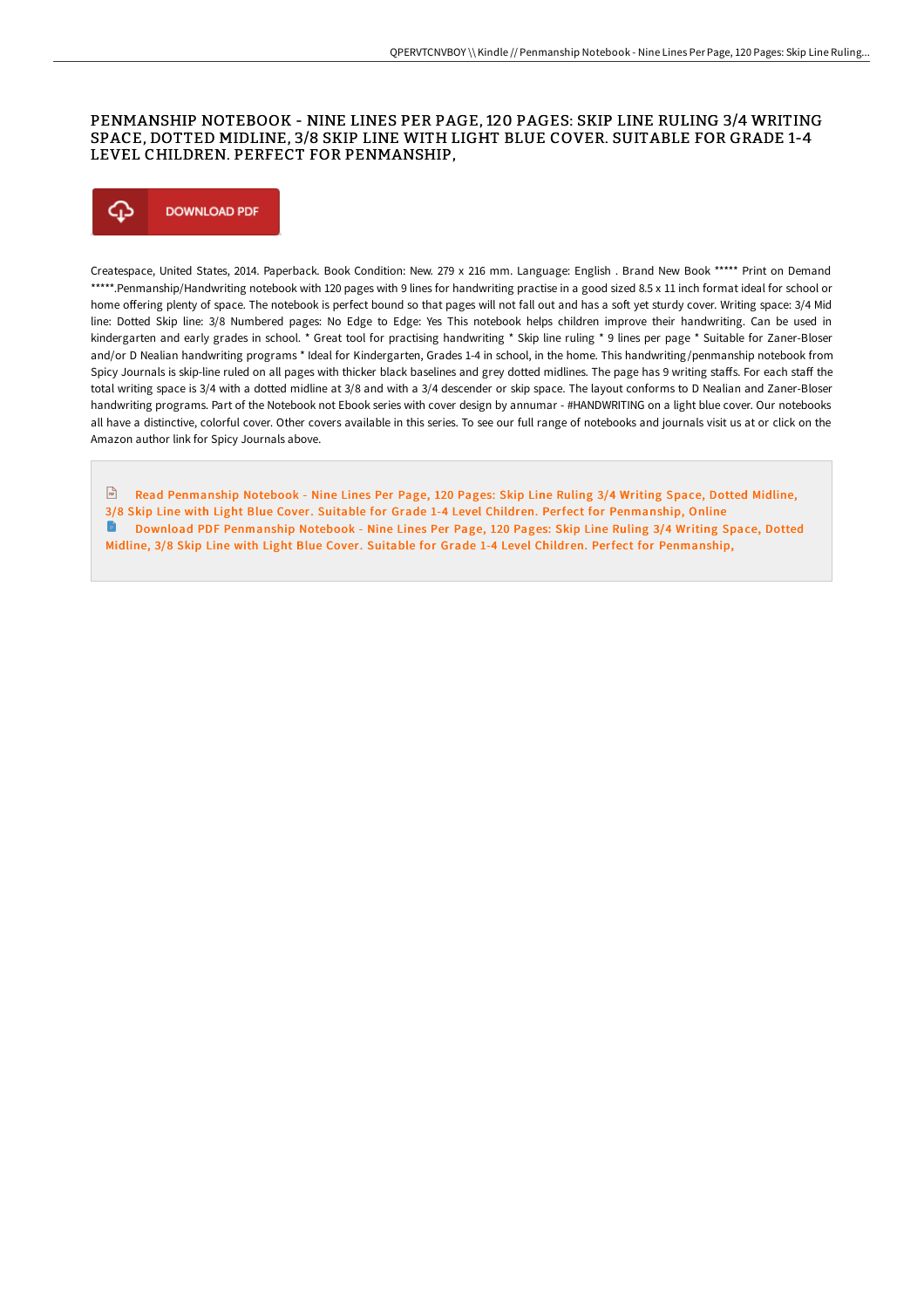# PENMANSHIP NOTEBOOK - NINE LINES PER PAGE, 120 PAGES: SKIP LINE RULING 3/4 WRITING SPACE, DOTTED MIDLINE, 3/8 SKIP LINE WITH LIGHT BLUE COVER. SUITABLE FOR GRADE 1-4 LEVEL CHILDREN. PERFECT FOR PENMANSHIP,

DOWNLOAD PDF

Createspace, United States, 2014. Paperback. Book Condition: New. 279 x 216 mm. Language: English . Brand New Book ***** Print on Demand *****.Penmanship/Handwriting notebook with 120 pages with 9 lines for handwriting practise in a good sized 8.5 x 11 inch format ideal for school or home offering plenty of space. The notebook is perfect bound so that pages will not fall out and has a soft yet sturdy cover. Writing space: 3/4 Mid line: Dotted Skip line: 3/8 Numbered pages: No Edge to Edge: Yes This notebook helps children improve their handwriting. Can be used in kindergarten and early grades in school. * Great tool for practising handwriting * Skip line ruling * 9 lines per page * Suitable for Zaner-Bloser and/or D Nealian handwriting programs * Ideal for Kindergarten, Grades 1-4 in school, in the home. This handwriting/penmanship notebook from Spicy Journals is skip-line ruled on all pages with thicker black baselines and grey dotted midlines. The page has 9 writing staffs. For each staff the total writing space is 3/4 with a dotted midline at 3/8 and with a 3/4 descender or skip space. The layout conforms to D Nealian and Zaner-Bloser handwriting programs. Part of the Notebook not Ebook series with cover design by annumar - #HANDWRITING on a light blue cover. Our notebooks all have a distinctive, colorful cover. Other covers available in this series. To see our full range of notebooks and journals visit us at or click on the Amazon author link for Spicy Journals above.

Read Penmanship Notebook - Nine Lines Per Page, 120 Pages: Skip Line Ruling 3/4 Writing Space, Dotted Midline, 3/8 Skip Line with Light Blue Cover. Suitable for Grade 1-4 Level Children. Perfect for Penmanship, Online

Download PDF Penmanship Notebook - Nine Lines Per Page, 120 Pages: Skip Line Ruling 3/4 Writing Space, Dotted Midline, 3/8 Skip Line with Light Blue Cover. Suitable for Grade 1-4 Level Children. Perfect for Penmanship,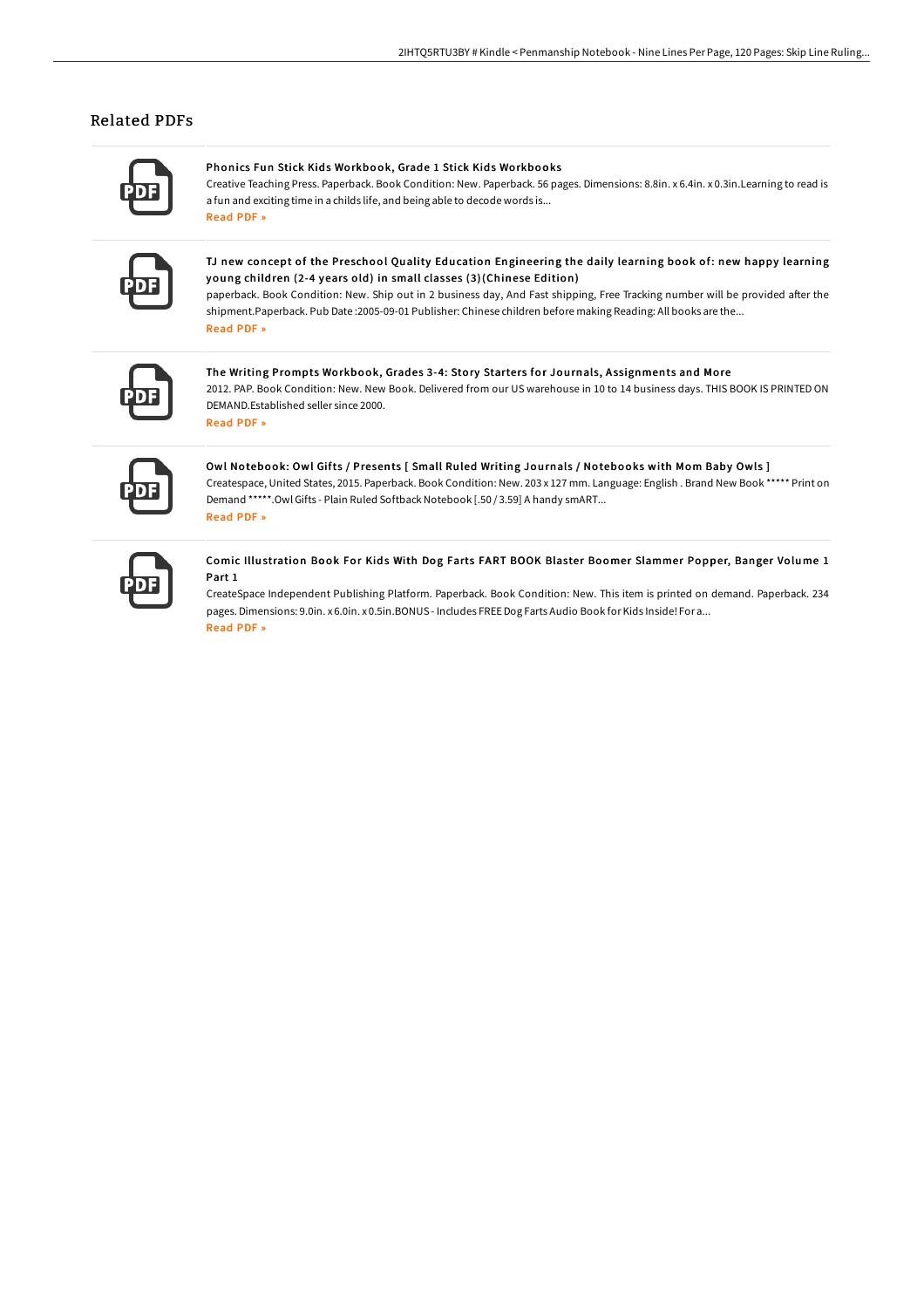## Related PDFs

**Phonics Fun Stick Kids Workbook, Grade 1 Stick Kids Workbooks**

Creative Teaching Press. Paperback. Book Condition: New. Paperback. 56 pages. Dimensions: 8.8in. x 6.4in. x 0.3in.Learning to read is a fun and exciting time in a childs life, and being able to decode words is...

Read PDF »

**TJ new concept of the Preschool Quality Education Engineering the daily learning book of: new happy learning young children (2-4 years old) in small classes (3)(Chinese Edition)**

paperback. Book Condition: New. Ship out in 2 business day, And Fast shipping, Free Tracking number will be provided after the shipment.Paperback. Pub Date :2005-09-01 Publisher: Chinese children before making Reading: All books are the...

Read PDF »

**The Writing Prompts Workbook, Grades 3-4: Story Starters for Journals, Assignments and More**

2012. PAP. Book Condition: New. New Book. Delivered from our US warehouse in 10 to 14 business days. THIS BOOK IS PRINTED ON DEMAND.Established seller since 2000.

Read PDF »

**Owl Notebook: Owl Gifts / Presents [ Small Ruled Writing Journals / Notebooks with Mom Baby Owls ]**

Createspace, United States, 2015. Paperback. Book Condition: New. 203 x 127 mm. Language: English . Brand New Book ***** Print on Demand *****.Owl Gifts - Plain Ruled Softback Notebook [.50 / 3.59] A handy smART...

Read PDF »

**Comic Illustration Book For Kids With Dog Farts FART BOOK Blaster Boomer Slammer Popper, Banger Volume 1 Part 1**

CreateSpace Independent Publishing Platform. Paperback. Book Condition: New. This item is printed on demand. Paperback. 234 pages. Dimensions: 9.0in. x 6.0in. x 0.5in.BONUS - Includes FREE Dog Farts Audio Book for Kids Inside! For a...

Read PDF »